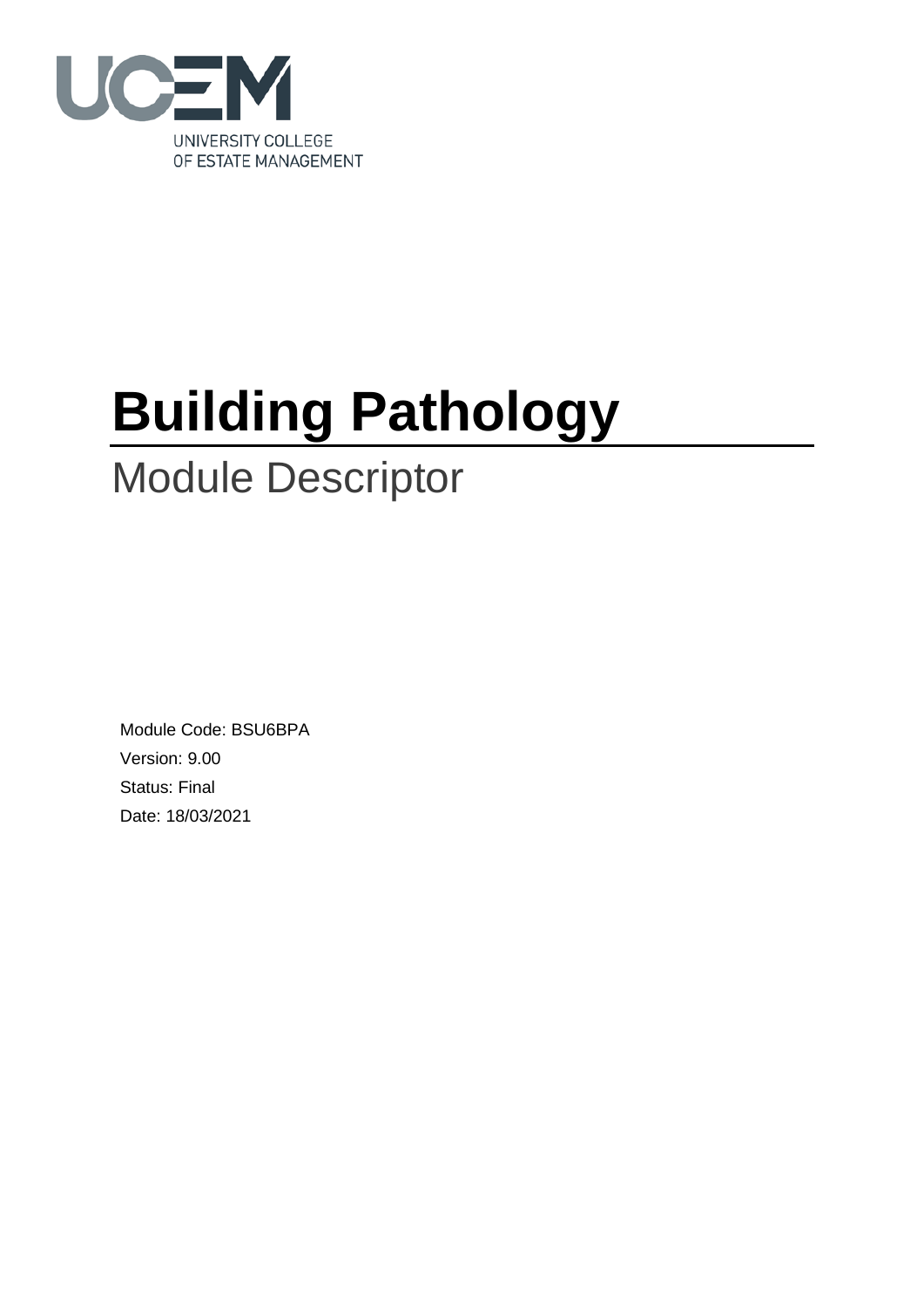UCEM

UNIVERSITY COLLEGE
OF ESTATE MANAGEMENT

# Building Pathology

## Module Descriptor

Module Code: BSU6BPA

Version: 9.00

Status: Final

Date: 18/03/2021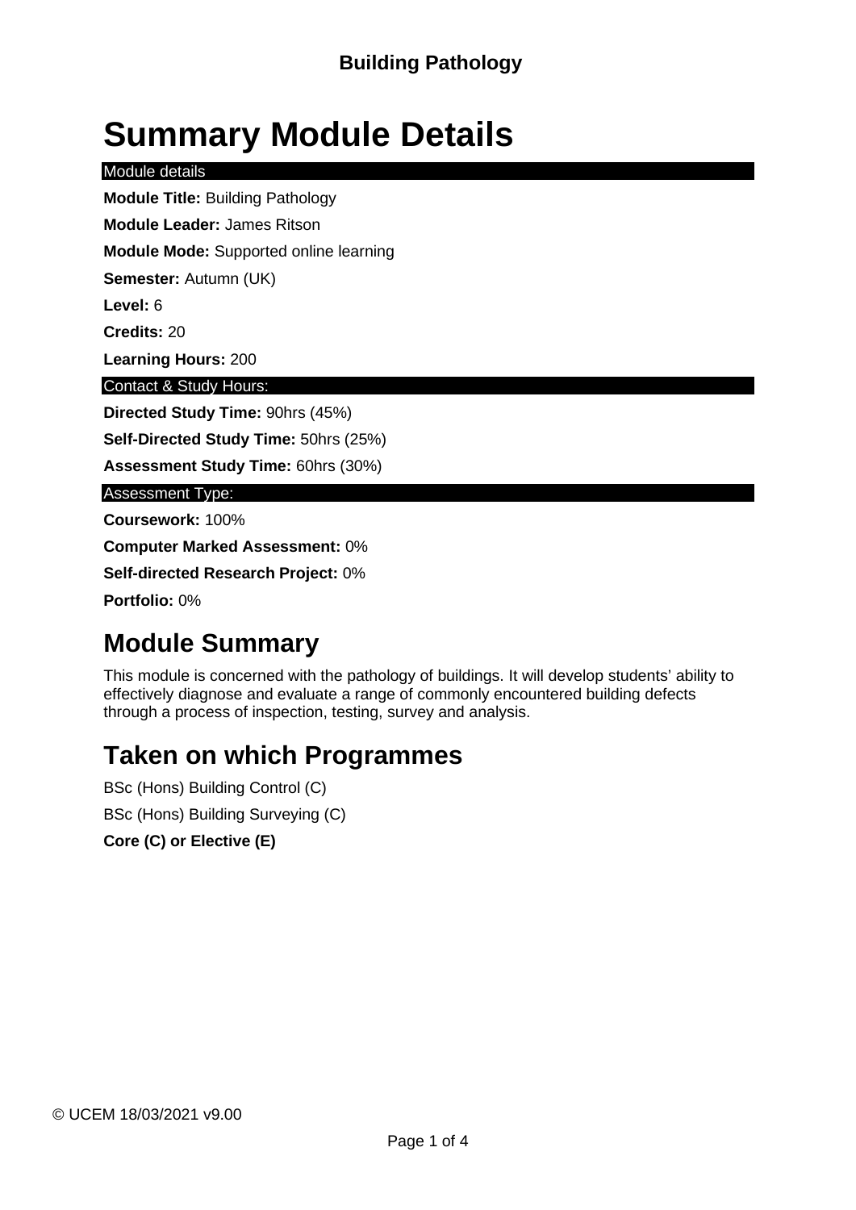# Summary Module Details

Module details

**Module Title:** Building Pathology

**Module Leader:** James Ritson

**Module Mode:** Supported online learning

**Semester:** Autumn (UK)

**Level:** 6

**Credits:** 20

**Learning Hours:** 200

Contact & Study Hours:

**Directed Study Time:** 90hrs (45%)

**Self-Directed Study Time:** 50hrs (25%)

**Assessment Study Time:** 60hrs (30%)

Assessment Type:

**Coursework:** 100%

**Computer Marked Assessment:** 0%

**Self-directed Research Project:** 0%

**Portfolio:** 0%

## Module Summary

This module is concerned with the pathology of buildings. It will develop students' ability to effectively diagnose and evaluate a range of commonly encountered building defects through a process of inspection, testing, survey and analysis.

## Taken on which Programmes

BSc (Hons) Building Control (C)

BSc (Hons) Building Surveying (C)

**Core (C) or Elective (E)**

© UCEM 18/03/2021 v9.00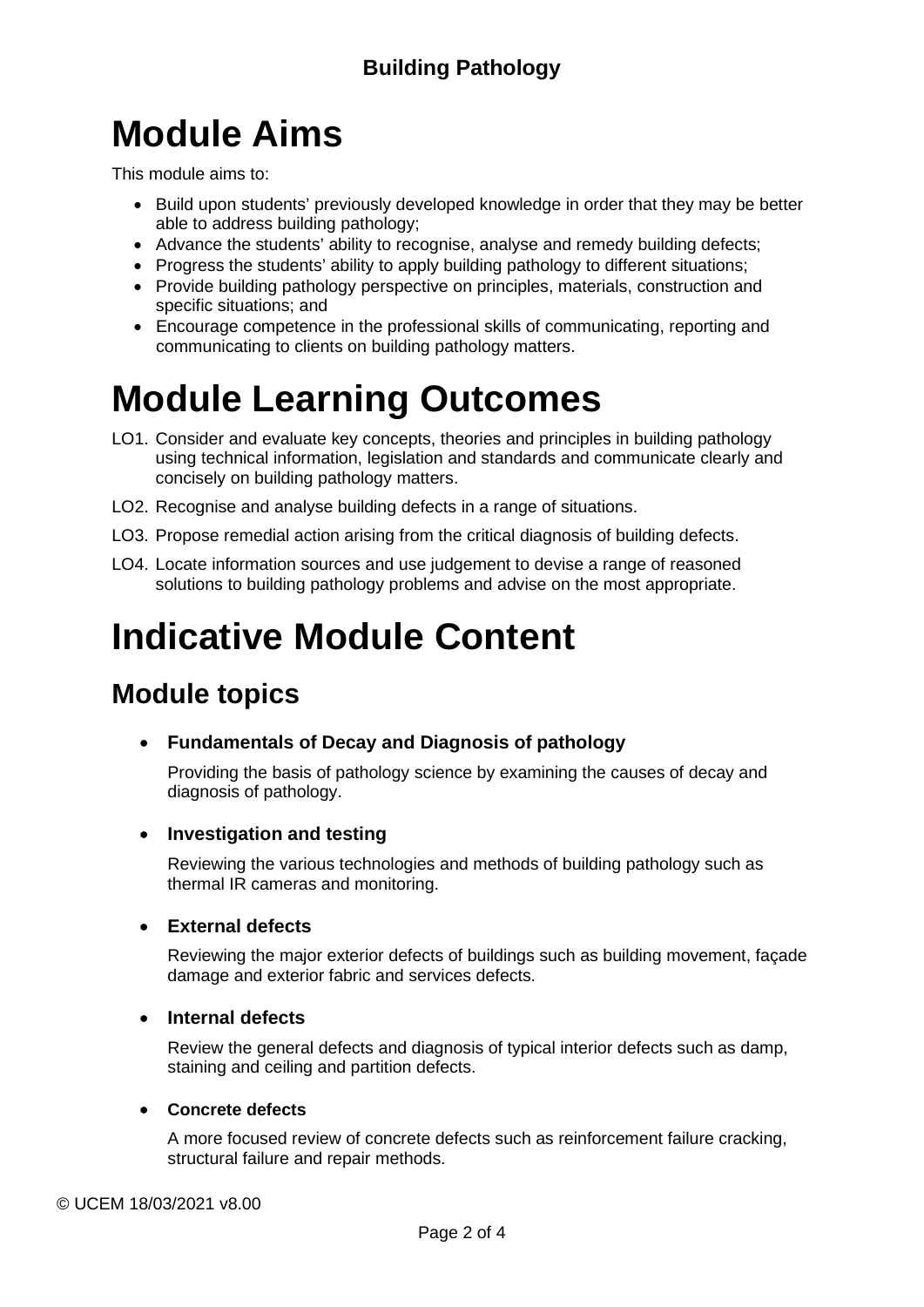# Module Aims

This module aims to:

- Build upon students' previously developed knowledge in order that they may be better able to address building pathology;
- Advance the students' ability to recognise, analyse and remedy building defects;
- Progress the students' ability to apply building pathology to different situations;
- Provide building pathology perspective on principles, materials, construction and specific situations; and
- Encourage competence in the professional skills of communicating, reporting and communicating to clients on building pathology matters.

# Module Learning Outcomes

LO1. Consider and evaluate key concepts, theories and principles in building pathology using technical information, legislation and standards and communicate clearly and concisely on building pathology matters.

LO2. Recognise and analyse building defects in a range of situations.

LO3. Propose remedial action arising from the critical diagnosis of building defects.

LO4. Locate information sources and use judgement to devise a range of reasoned solutions to building pathology problems and advise on the most appropriate.

# Indicative Module Content

## Module topics

- **Fundamentals of Decay and Diagnosis of pathology**

  Providing the basis of pathology science by examining the causes of decay and diagnosis of pathology.

- **Investigation and testing**

  Reviewing the various technologies and methods of building pathology such as thermal IR cameras and monitoring.

- **External defects**

  Reviewing the major exterior defects of buildings such as building movement, façade damage and exterior fabric and services defects.

- **Internal defects**

  Review the general defects and diagnosis of typical interior defects such as damp, staining and ceiling and partition defects.

- **Concrete defects**

  A more focused review of concrete defects such as reinforcement failure cracking, structural failure and repair methods.

© UCEM 18/03/2021 v8.00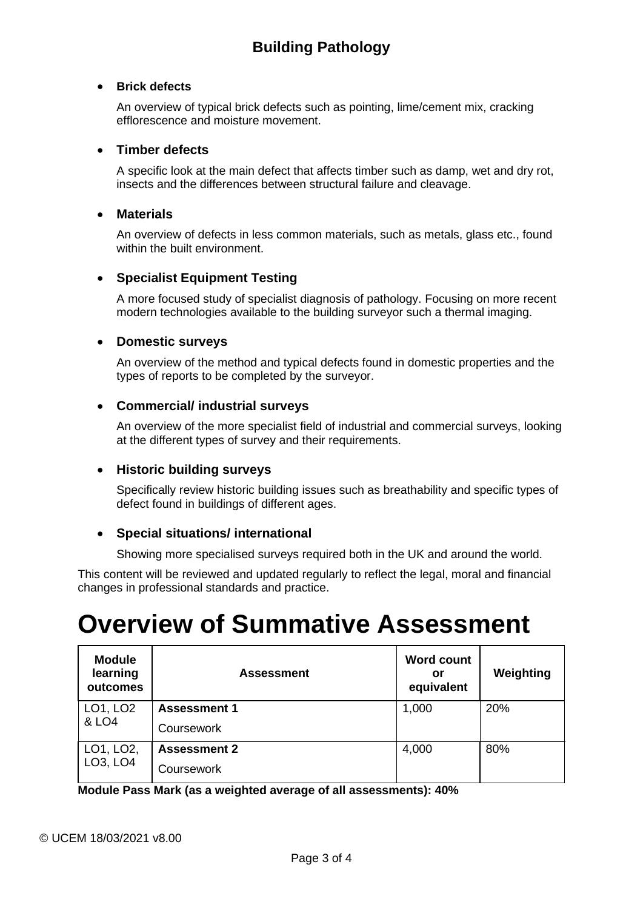- **Brick defects**

  An overview of typical brick defects such as pointing, lime/cement mix, cracking efflorescence and moisture movement.

- **Timber defects**

  A specific look at the main defect that affects timber such as damp, wet and dry rot, insects and the differences between structural failure and cleavage.

- **Materials**

  An overview of defects in less common materials, such as metals, glass etc., found within the built environment.

- **Specialist Equipment Testing**

  A more focused study of specialist diagnosis of pathology. Focusing on more recent modern technologies available to the building surveyor such a thermal imaging.

- **Domestic surveys**

  An overview of the method and typical defects found in domestic properties and the types of reports to be completed by the surveyor.

- **Commercial/ industrial surveys**

  An overview of the more specialist field of industrial and commercial surveys, looking at the different types of survey and their requirements.

- **Historic building surveys**

  Specifically review historic building issues such as breathability and specific types of defect found in buildings of different ages.

- **Special situations/ international**

  Showing more specialised surveys required both in the UK and around the world.

This content will be reviewed and updated regularly to reflect the legal, moral and financial changes in professional standards and practice.

# Overview of Summative Assessment

| Module learning outcomes | Assessment | Word count or equivalent | Weighting |
|---|---|---|---|
| LO1, LO2 & LO4 | **Assessment 1**<br>Coursework | 1,000 | 20% |
| LO1, LO2, LO3, LO4 | **Assessment 2**<br>Coursework | 4,000 | 80% |

**Module Pass Mark (as a weighted average of all assessments): 40%**

© UCEM 18/03/2021 v8.00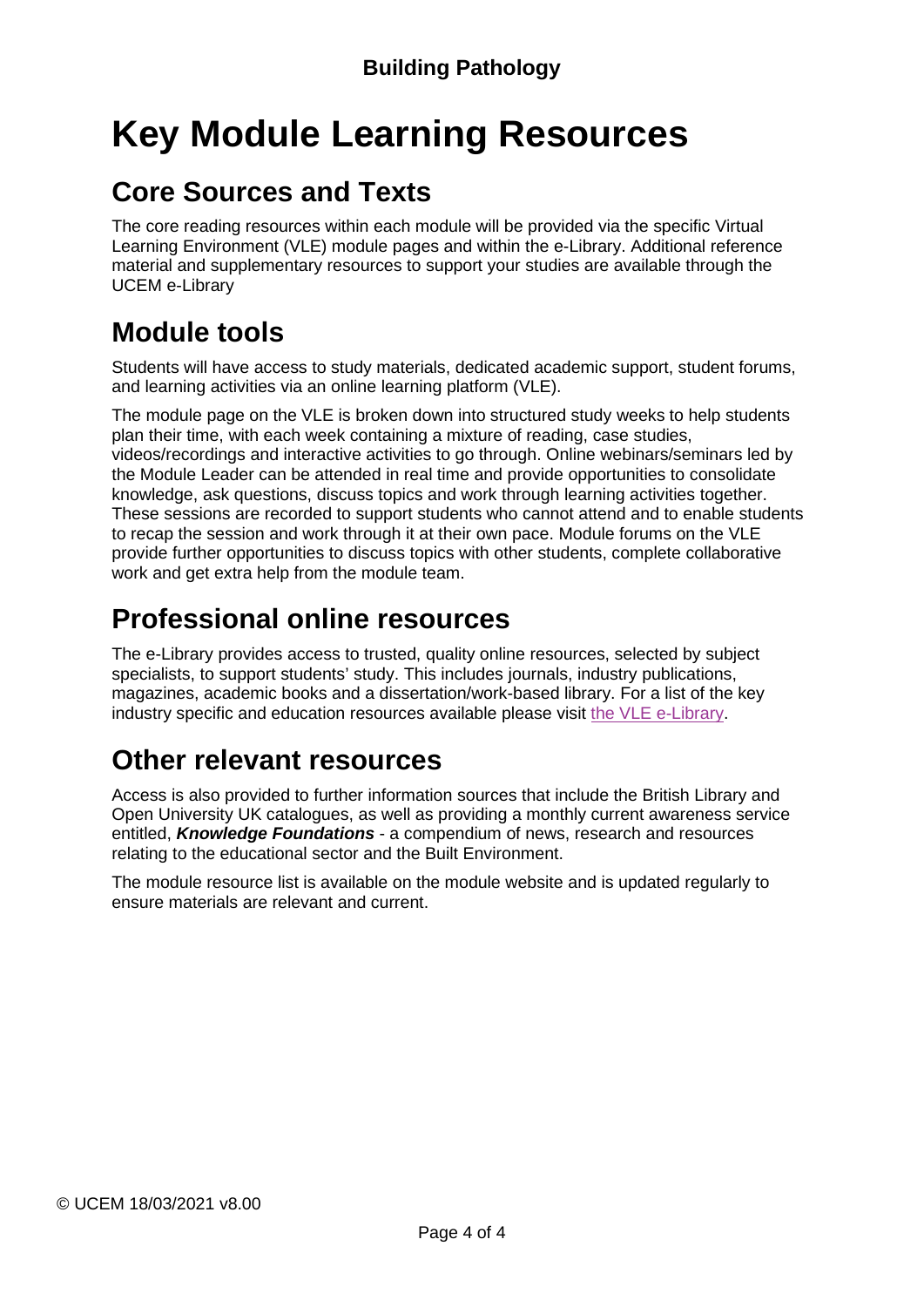# Key Module Learning Resources

## Core Sources and Texts

The core reading resources within each module will be provided via the specific Virtual Learning Environment (VLE) module pages and within the e-Library. Additional reference material and supplementary resources to support your studies are available through the UCEM e-Library

## Module tools

Students will have access to study materials, dedicated academic support, student forums, and learning activities via an online learning platform (VLE).

The module page on the VLE is broken down into structured study weeks to help students plan their time, with each week containing a mixture of reading, case studies, videos/recordings and interactive activities to go through. Online webinars/seminars led by the Module Leader can be attended in real time and provide opportunities to consolidate knowledge, ask questions, discuss topics and work through learning activities together. These sessions are recorded to support students who cannot attend and to enable students to recap the session and work through it at their own pace. Module forums on the VLE provide further opportunities to discuss topics with other students, complete collaborative work and get extra help from the module team.

## Professional online resources

The e-Library provides access to trusted, quality online resources, selected by subject specialists, to support students' study. This includes journals, industry publications, magazines, academic books and a dissertation/work-based library. For a list of the key industry specific and education resources available please visit the VLE e-Library.

## Other relevant resources

Access is also provided to further information sources that include the British Library and Open University UK catalogues, as well as providing a monthly current awareness service entitled, ***Knowledge Foundations*** - a compendium of news, research and resources relating to the educational sector and the Built Environment.

The module resource list is available on the module website and is updated regularly to ensure materials are relevant and current.

© UCEM 18/03/2021 v8.00